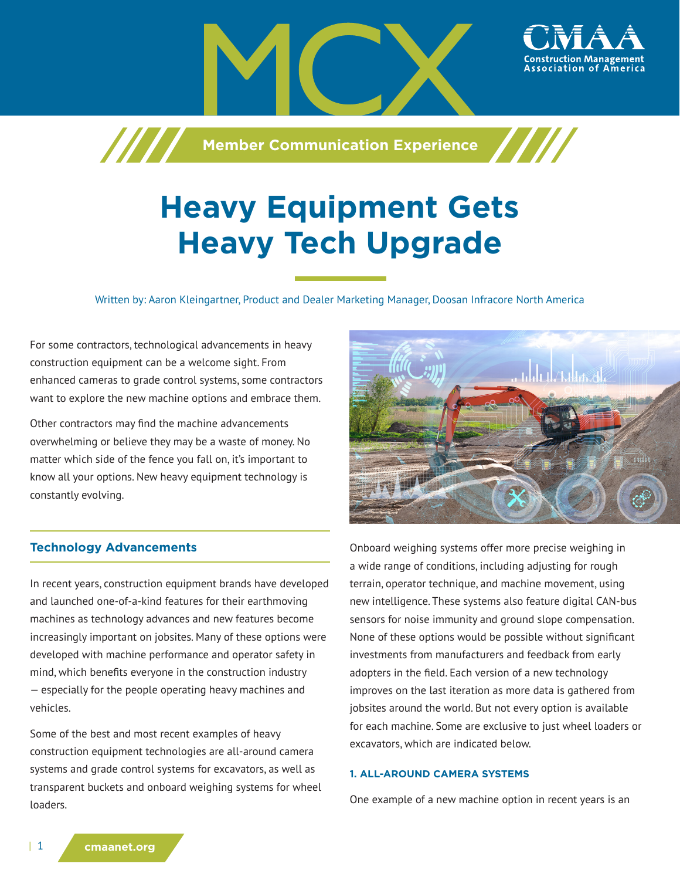MCX

Member Communication Experience

# Heavy Equipment Gets Heavy Tech Upgrade

Written by: Aaron Kleingartner, Product and Dealer Marketing Manager, Doosan Infracore North America

For some contractors, technological advancements in heavy construction equipment can be a welcome sight. From enhanced cameras to grade control systems, some contractors want to explore the new machine options and embrace them.

Other contractors may find the machine advancements overwhelming or believe they may be a waste of money. No matter which side of the fence you fall on, it's important to know all your options. New heavy equipment technology is constantly evolving.

## Technology Advancements

In recent years, construction equipment brands have developed and launched one-of-a-kind features for their earthmoving machines as technology advances and new features become increasingly important on jobsites. Many of these options were developed with machine performance and operator safety in mind, which benefits everyone in the construction industry — especially for the people operating heavy machines and vehicles.

Some of the best and most recent examples of heavy construction equipment technologies are all-around camera systems and grade control systems for excavators, as well as transparent buckets and onboard weighing systems for wheel loaders.

Onboard weighing systems offer more precise weighing in a wide range of conditions, including adjusting for rough terrain, operator technique, and machine movement, using new intelligence. These systems also feature digital CAN-bus sensors for noise immunity and ground slope compensation. None of these options would be possible without significant investments from manufacturers and feedback from early adopters in the field. Each version of a new technology improves on the last iteration as more data is gathered from jobsites around the world. But not every option is available for each machine. Some are exclusive to just wheel loaders or excavators, which are indicated below.

### 1. ALL-AROUND CAMERA SYSTEMS

One example of a new machine option in recent years is an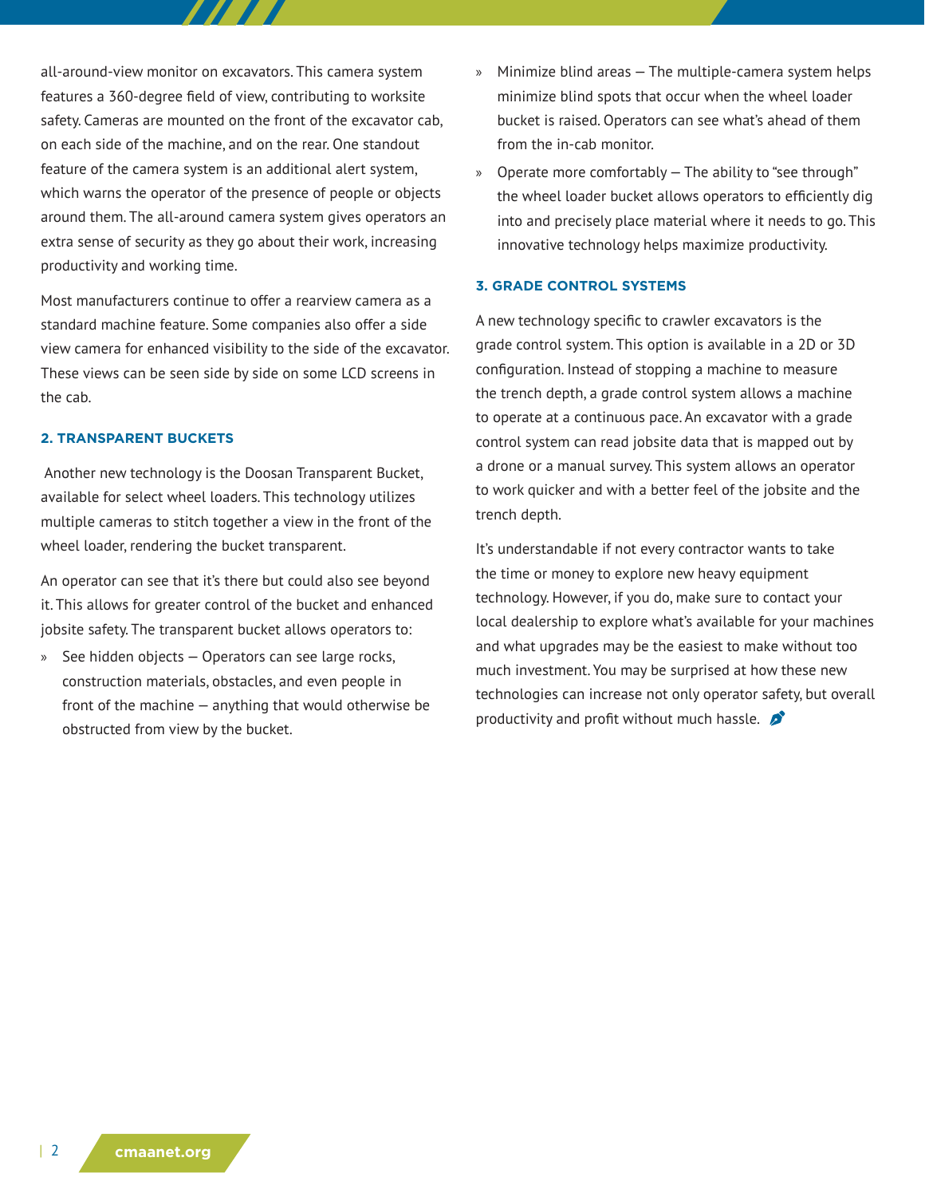all-around-view monitor on excavators. This camera system features a 360-degree field of view, contributing to worksite safety. Cameras are mounted on the front of the excavator cab, on each side of the machine, and on the rear. One standout feature of the camera system is an additional alert system, which warns the operator of the presence of people or objects around them. The all-around camera system gives operators an extra sense of security as they go about their work, increasing productivity and working time.

Most manufacturers continue to offer a rearview camera as a standard machine feature. Some companies also offer a side view camera for enhanced visibility to the side of the excavator. These views can be seen side by side on some LCD screens in the cab.

### 2. TRANSPARENT BUCKETS

Another new technology is the Doosan Transparent Bucket, available for select wheel loaders. This technology utilizes multiple cameras to stitch together a view in the front of the wheel loader, rendering the bucket transparent.

An operator can see that it's there but could also see beyond it. This allows for greater control of the bucket and enhanced jobsite safety. The transparent bucket allows operators to:

- See hidden objects — Operators can see large rocks, construction materials, obstacles, and even people in front of the machine — anything that would otherwise be obstructed from view by the bucket.
- Minimize blind areas — The multiple-camera system helps minimize blind spots that occur when the wheel loader bucket is raised. Operators can see what's ahead of them from the in-cab monitor.
- Operate more comfortably — The ability to "see through" the wheel loader bucket allows operators to efficiently dig into and precisely place material where it needs to go. This innovative technology helps maximize productivity.

### 3. GRADE CONTROL SYSTEMS

A new technology specific to crawler excavators is the grade control system. This option is available in a 2D or 3D configuration. Instead of stopping a machine to measure the trench depth, a grade control system allows a machine to operate at a continuous pace. An excavator with a grade control system can read jobsite data that is mapped out by a drone or a manual survey. This system allows an operator to work quicker and with a better feel of the jobsite and the trench depth.

It's understandable if not every contractor wants to take the time or money to explore new heavy equipment technology. However, if you do, make sure to contact your local dealership to explore what's available for your machines and what upgrades may be the easiest to make without too much investment. You may be surprised at how these new technologies can increase not only operator safety, but overall productivity and profit without much hassle.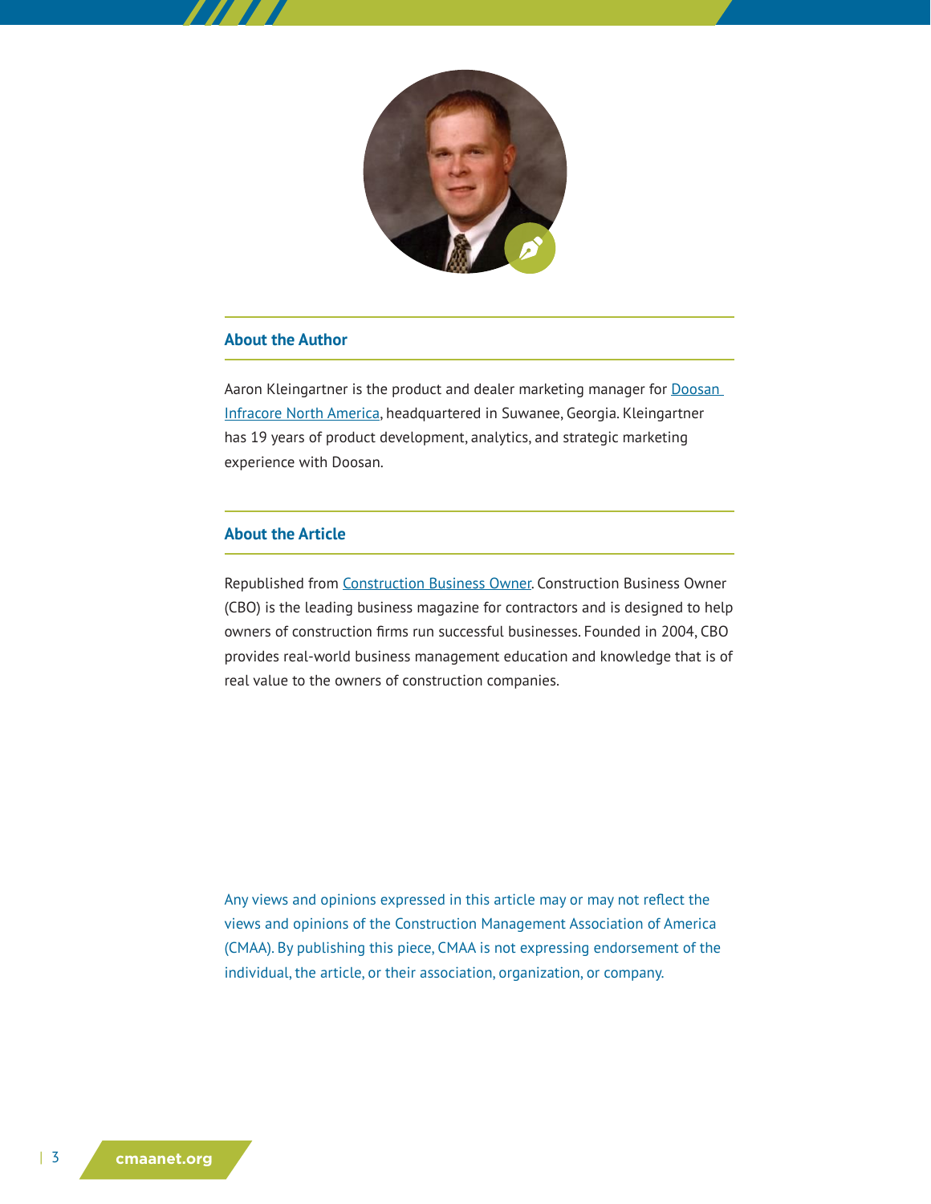## About the Author

Aaron Kleingartner is the product and dealer marketing manager for Doosan Infracore North America, headquartered in Suwanee, Georgia. Kleingartner has 19 years of product development, analytics, and strategic marketing experience with Doosan.

## About the Article

Republished from Construction Business Owner. Construction Business Owner (CBO) is the leading business magazine for contractors and is designed to help owners of construction firms run successful businesses. Founded in 2004, CBO provides real-world business management education and knowledge that is of real value to the owners of construction companies.

Any views and opinions expressed in this article may or may not reflect the views and opinions of the Construction Management Association of America (CMAA). By publishing this piece, CMAA is not expressing endorsement of the individual, the article, or their association, organization, or company.